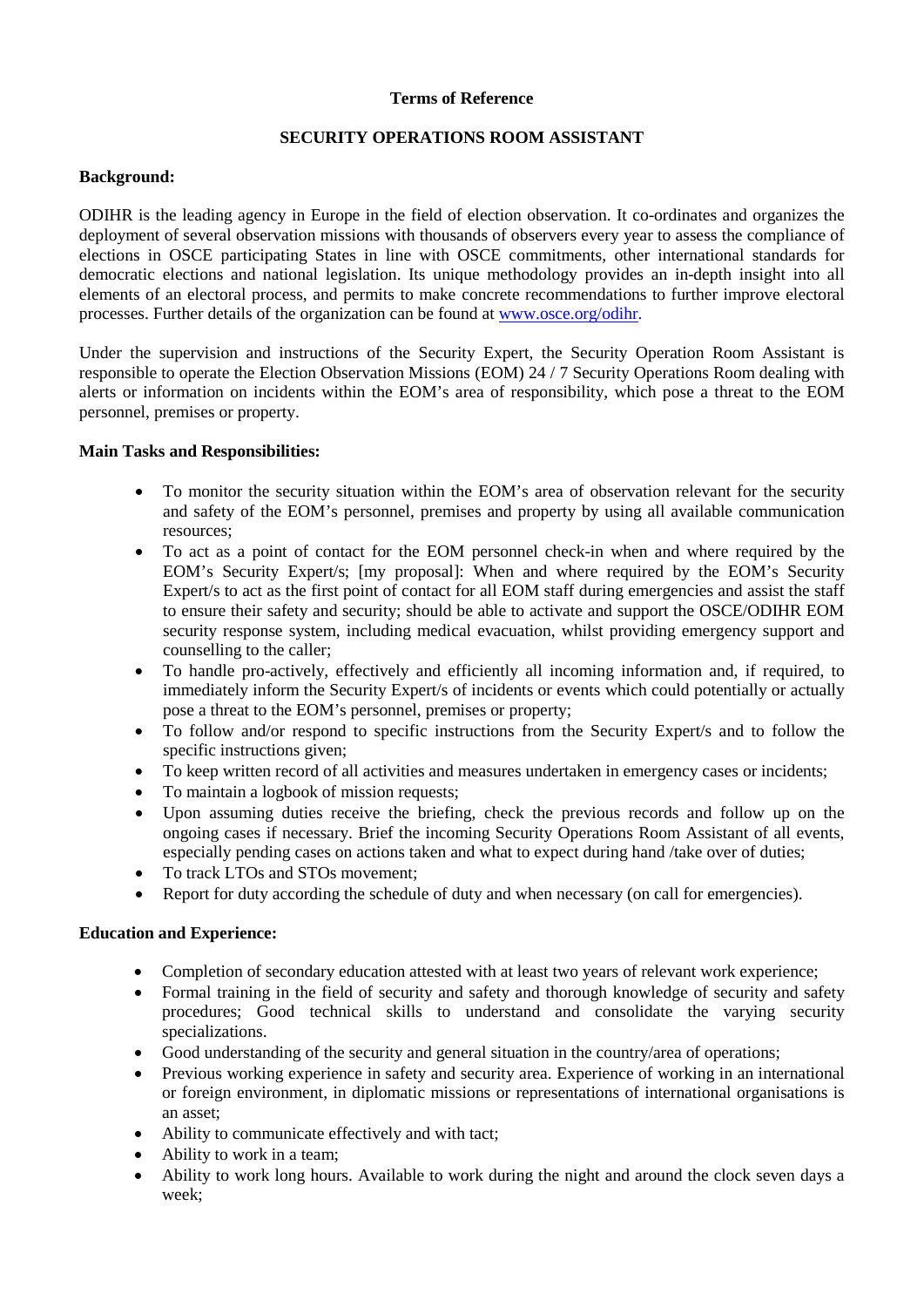**Terms of Reference**

**SECURITY OPERATIONS ROOM ASSISTANT**

**Background:**

ODIHR is the leading agency in Europe in the field of election observation. It co-ordinates and organizes the deployment of several observation missions with thousands of observers every year to assess the compliance of elections in OSCE participating States in line with OSCE commitments, other international standards for democratic elections and national legislation. Its unique methodology provides an in-depth insight into all elements of an electoral process, and permits to make concrete recommendations to further improve electoral processes. Further details of the organization can be found at [www.osce.org/odihr](http://www.osce.org/odihr).

Under the supervision and instructions of the Security Expert, the Security Operation Room Assistant is responsible to operate the Election Observation Missions (EOM) 24 / 7 Security Operations Room dealing with alerts or information on incidents within the EOM's area of responsibility, which pose a threat to the EOM personnel, premises or property.

**Main Tasks and Responsibilities:**

- To monitor the security situation within the EOM's area of observation relevant for the security and safety of the EOM's personnel, premises and property by using all available communication resources;
- To act as a point of contact for the EOM personnel check-in when and where required by the EOM's Security Expert/s; [my proposal]: When and where required by the EOM's Security Expert/s to act as the first point of contact for all EOM staff during emergencies and assist the staff to ensure their safety and security; should be able to activate and support the OSCE/ODIHR EOM security response system, including medical evacuation, whilst providing emergency support and counselling to the caller;
- To handle pro-actively, effectively and efficiently all incoming information and, if required, to immediately inform the Security Expert/s of incidents or events which could potentially or actually pose a threat to the EOM's personnel, premises or property;
- To follow and/or respond to specific instructions from the Security Expert/s and to follow the specific instructions given;
- To keep written record of all activities and measures undertaken in emergency cases or incidents;
- To maintain a logbook of mission requests;
- Upon assuming duties receive the briefing, check the previous records and follow up on the ongoing cases if necessary. Brief the incoming Security Operations Room Assistant of all events, especially pending cases on actions taken and what to expect during hand /take over of duties;
- To track LTOs and STOs movement;
- Report for duty according the schedule of duty and when necessary (on call for emergencies).

**Education and Experience:**

- Completion of secondary education attested with at least two years of relevant work experience;
- Formal training in the field of security and safety and thorough knowledge of security and safety procedures; Good technical skills to understand and consolidate the varying security specializations.
- Good understanding of the security and general situation in the country/area of operations;
- Previous working experience in safety and security area. Experience of working in an international or foreign environment, in diplomatic missions or representations of international organisations is an asset;
- Ability to communicate effectively and with tact;
- Ability to work in a team;
- Ability to work long hours. Available to work during the night and around the clock seven days a week;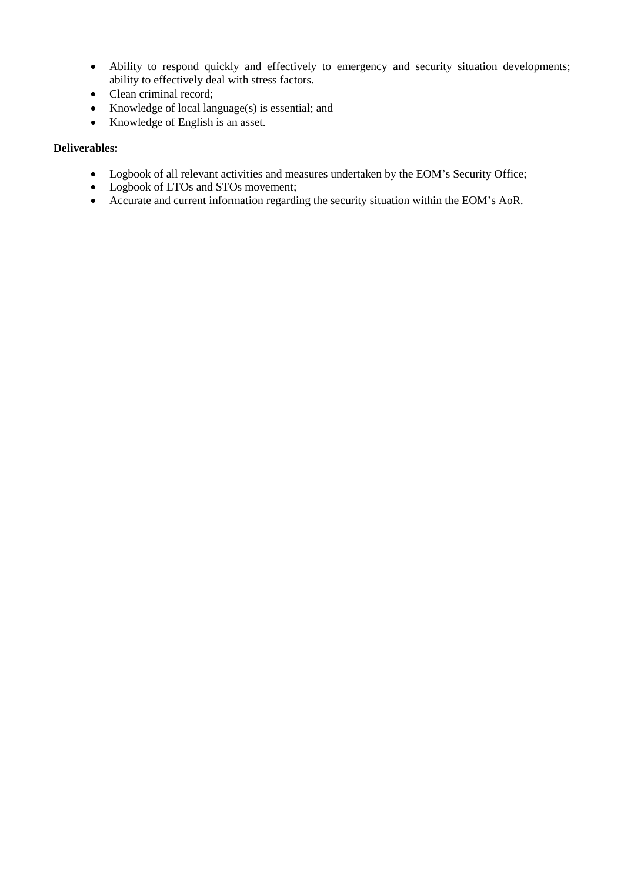- Ability to respond quickly and effectively to emergency and security situation developments; ability to effectively deal with stress factors.
- Clean criminal record;
- Knowledge of local language(s) is essential; and
- Knowledge of English is an asset.

**Deliverables:**

- Logbook of all relevant activities and measures undertaken by the EOM's Security Office;
- Logbook of LTOs and STOs movement;
- Accurate and current information regarding the security situation within the EOM's AoR.